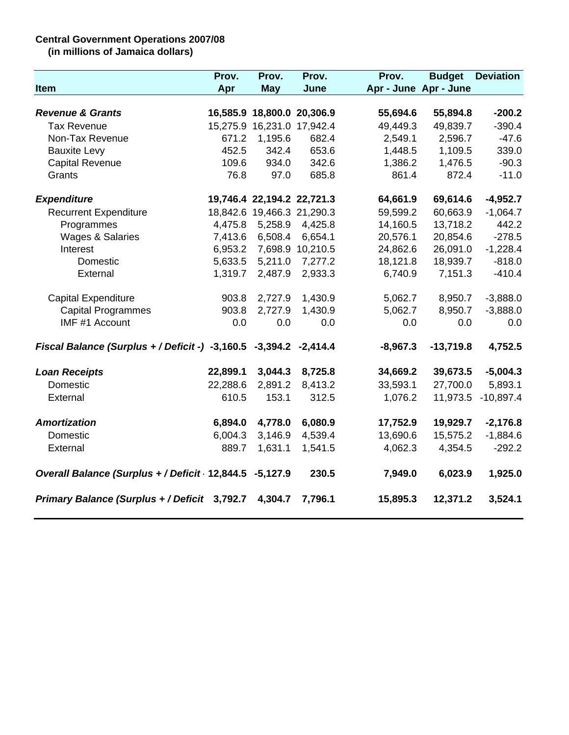**Central Government Operations 2007/08**
**(in millions of Jamaica dollars)**

| Item | Prov. Apr | Prov. May | Prov. June | Prov. Apr - June | Budget Apr - June | Deviation |
|---|---|---|---|---|---|---|
| ***Revenue & Grants*** | **16,585.9** | **18,800.0** | **20,306.9** | **55,694.6** | **55,894.8** | **-200.2** |
| Tax Revenue | 15,275.9 | 16,231.0 | 17,942.4 | 49,449.3 | 49,839.7 | -390.4 |
| Non-Tax Revenue | 671.2 | 1,195.6 | 682.4 | 2,549.1 | 2,596.7 | -47.6 |
| Bauxite Levy | 452.5 | 342.4 | 653.6 | 1,448.5 | 1,109.5 | 339.0 |
| Capital Revenue | 109.6 | 934.0 | 342.6 | 1,386.2 | 1,476.5 | -90.3 |
| Grants | 76.8 | 97.0 | 685.8 | 861.4 | 872.4 | -11.0 |
| ***Expenditure*** | **19,746.4** | **22,194.2** | **22,721.3** | **64,661.9** | **69,614.6** | **-4,952.7** |
| Recurrent Expenditure | 18,842.6 | 19,466.3 | 21,290.3 | 59,599.2 | 60,663.9 | -1,064.7 |
| Programmes | 4,475.8 | 5,258.9 | 4,425.8 | 14,160.5 | 13,718.2 | 442.2 |
| Wages & Salaries | 7,413.6 | 6,508.4 | 6,654.1 | 20,576.1 | 20,854.6 | -278.5 |
| Interest | 6,953.2 | 7,698.9 | 10,210.5 | 24,862.6 | 26,091.0 | -1,228.4 |
| Domestic | 5,633.5 | 5,211.0 | 7,277.2 | 18,121.8 | 18,939.7 | -818.0 |
| External | 1,319.7 | 2,487.9 | 2,933.3 | 6,740.9 | 7,151.3 | -410.4 |
| Capital Expenditure | 903.8 | 2,727.9 | 1,430.9 | 5,062.7 | 8,950.7 | -3,888.0 |
| Capital Programmes | 903.8 | 2,727.9 | 1,430.9 | 5,062.7 | 8,950.7 | -3,888.0 |
| IMF #1 Account | 0.0 | 0.0 | 0.0 | 0.0 | 0.0 | 0.0 |
| ***Fiscal Balance (Surplus + / Deficit -)*** | **-3,160.5** | **-3,394.2** | **-2,414.4** | **-8,967.3** | **-13,719.8** | **4,752.5** |
| ***Loan Receipts*** | **22,899.1** | **3,044.3** | **8,725.8** | **34,669.2** | **39,673.5** | **-5,004.3** |
| Domestic | 22,288.6 | 2,891.2 | 8,413.2 | 33,593.1 | 27,700.0 | 5,893.1 |
| External | 610.5 | 153.1 | 312.5 | 1,076.2 | 11,973.5 | -10,897.4 |
| ***Amortization*** | **6,894.0** | **4,778.0** | **6,080.9** | **17,752.9** | **19,929.7** | **-2,176.8** |
| Domestic | 6,004.3 | 3,146.9 | 4,539.4 | 13,690.6 | 15,575.2 | -1,884.6 |
| External | 889.7 | 1,631.1 | 1,541.5 | 4,062.3 | 4,354.5 | -292.2 |
| ***Overall Balance (Surplus + / Deficit -)*** | **12,844.5** | **-5,127.9** | **230.5** | **7,949.0** | **6,023.9** | **1,925.0** |
| ***Primary Balance (Surplus + / Deficit -)*** | **3,792.7** | **4,304.7** | **7,796.1** | **15,895.3** | **12,371.2** | **3,524.1** |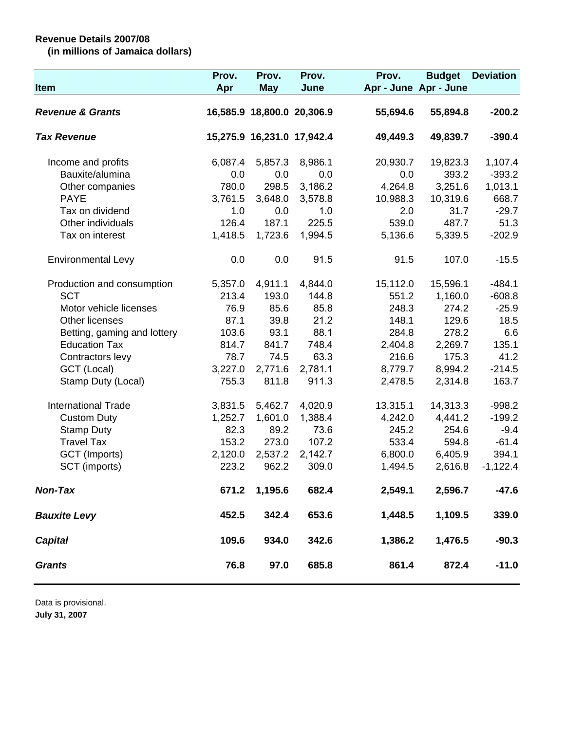**Revenue Details 2007/08**
**(in millions of Jamaica dollars)**

| Item | Prov. Apr | Prov. May | Prov. June | Prov. Apr - June | Budget Apr - June | Deviation |
|---|---|---|---|---|---|---|
| ***Revenue & Grants*** | **16,585.9** | **18,800.0** | **20,306.9** | **55,694.6** | **55,894.8** | **-200.2** |
| ***Tax Revenue*** | **15,275.9** | **16,231.0** | **17,942.4** | **49,449.3** | **49,839.7** | **-390.4** |
| Income and profits | 6,087.4 | 5,857.3 | 8,986.1 | 20,930.7 | 19,823.3 | 1,107.4 |
| Bauxite/alumina | 0.0 | 0.0 | 0.0 | 0.0 | 393.2 | -393.2 |
| Other companies | 780.0 | 298.5 | 3,186.2 | 4,264.8 | 3,251.6 | 1,013.1 |
| PAYE | 3,761.5 | 3,648.0 | 3,578.8 | 10,988.3 | 10,319.6 | 668.7 |
| Tax on dividend | 1.0 | 0.0 | 1.0 | 2.0 | 31.7 | -29.7 |
| Other individuals | 126.4 | 187.1 | 225.5 | 539.0 | 487.7 | 51.3 |
| Tax on interest | 1,418.5 | 1,723.6 | 1,994.5 | 5,136.6 | 5,339.5 | -202.9 |
| Environmental Levy | 0.0 | 0.0 | 91.5 | 91.5 | 107.0 | -15.5 |
| Production and consumption | 5,357.0 | 4,911.1 | 4,844.0 | 15,112.0 | 15,596.1 | -484.1 |
| SCT | 213.4 | 193.0 | 144.8 | 551.2 | 1,160.0 | -608.8 |
| Motor vehicle licenses | 76.9 | 85.6 | 85.8 | 248.3 | 274.2 | -25.9 |
| Other licenses | 87.1 | 39.8 | 21.2 | 148.1 | 129.6 | 18.5 |
| Betting, gaming and lottery | 103.6 | 93.1 | 88.1 | 284.8 | 278.2 | 6.6 |
| Education Tax | 814.7 | 841.7 | 748.4 | 2,404.8 | 2,269.7 | 135.1 |
| Contractors levy | 78.7 | 74.5 | 63.3 | 216.6 | 175.3 | 41.2 |
| GCT (Local) | 3,227.0 | 2,771.6 | 2,781.1 | 8,779.7 | 8,994.2 | -214.5 |
| Stamp Duty (Local) | 755.3 | 811.8 | 911.3 | 2,478.5 | 2,314.8 | 163.7 |
| International Trade | 3,831.5 | 5,462.7 | 4,020.9 | 13,315.1 | 14,313.3 | -998.2 |
| Custom Duty | 1,252.7 | 1,601.0 | 1,388.4 | 4,242.0 | 4,441.2 | -199.2 |
| Stamp Duty | 82.3 | 89.2 | 73.6 | 245.2 | 254.6 | -9.4 |
| Travel Tax | 153.2 | 273.0 | 107.2 | 533.4 | 594.8 | -61.4 |
| GCT (Imports) | 2,120.0 | 2,537.2 | 2,142.7 | 6,800.0 | 6,405.9 | 394.1 |
| SCT (imports) | 223.2 | 962.2 | 309.0 | 1,494.5 | 2,616.8 | -1,122.4 |
| ***Non-Tax*** | **671.2** | **1,195.6** | **682.4** | **2,549.1** | **2,596.7** | **-47.6** |
| ***Bauxite Levy*** | **452.5** | **342.4** | **653.6** | **1,448.5** | **1,109.5** | **339.0** |
| ***Capital*** | **109.6** | **934.0** | **342.6** | **1,386.2** | **1,476.5** | **-90.3** |
| ***Grants*** | **76.8** | **97.0** | **685.8** | **861.4** | **872.4** | **-11.0** |

Data is provisional.
**July 31, 2007**